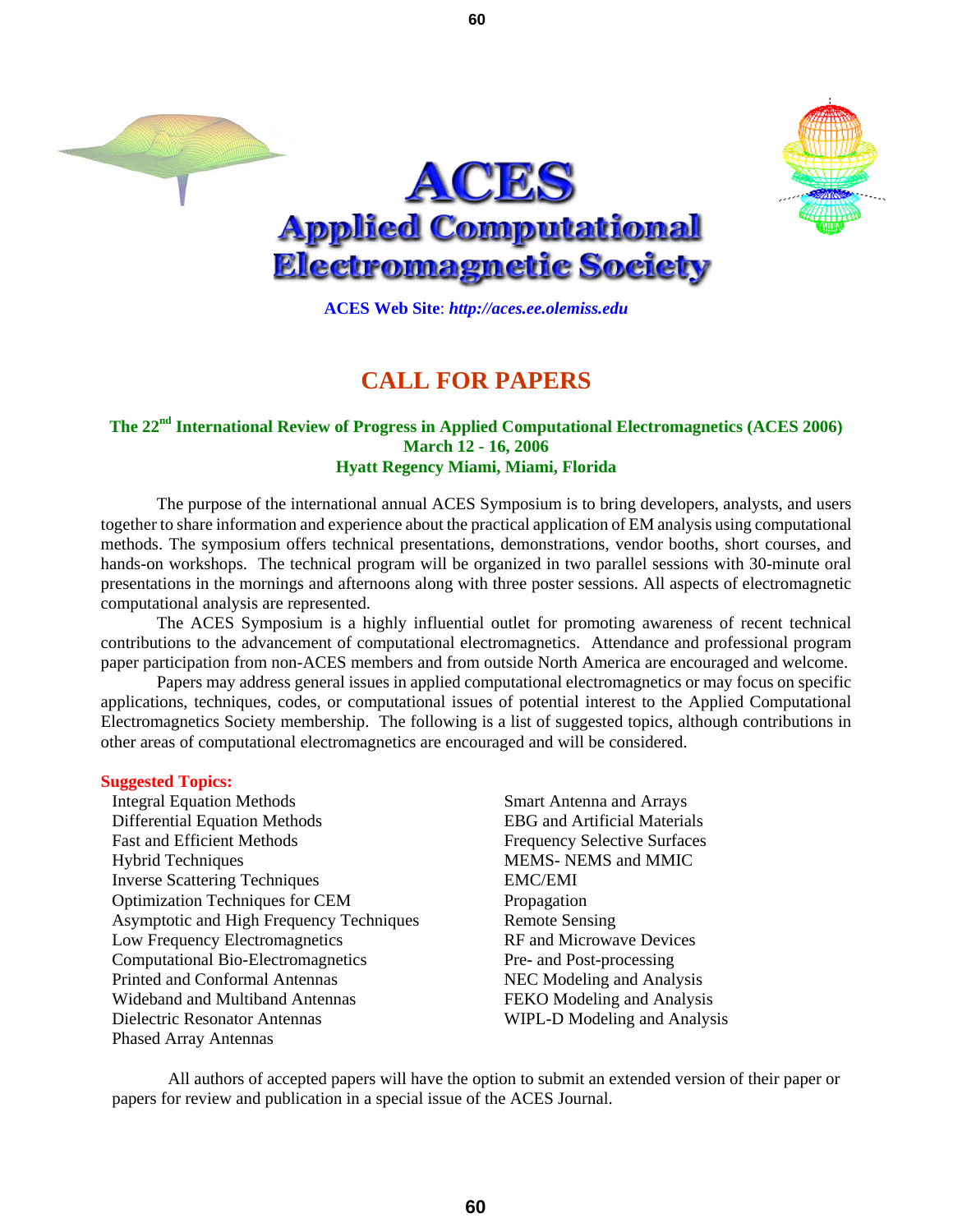# ACES
# Applied Computational Electromagnetic Society

**ACES Web Site**: ***http://aces.ee.olemiss.edu***

## CALL FOR PAPERS

### The 22nd International Review of Progress in Applied Computational Electromagnetics (ACES 2006)
### March 12 - 16, 2006
### Hyatt Regency Miami, Miami, Florida

The purpose of the international annual ACES Symposium is to bring developers, analysts, and users together to share information and experience about the practical application of EM analysis using computational methods. The symposium offers technical presentations, demonstrations, vendor booths, short courses, and hands-on workshops. The technical program will be organized in two parallel sessions with 30-minute oral presentations in the mornings and afternoons along with three poster sessions. All aspects of electromagnetic computational analysis are represented.

The ACES Symposium is a highly influential outlet for promoting awareness of recent technical contributions to the advancement of computational electromagnetics. Attendance and professional program paper participation from non-ACES members and from outside North America are encouraged and welcome.

Papers may address general issues in applied computational electromagnetics or may focus on specific applications, techniques, codes, or computational issues of potential interest to the Applied Computational Electromagnetics Society membership. The following is a list of suggested topics, although contributions in other areas of computational electromagnetics are encouraged and will be considered.

**Suggested Topics:**

- Integral Equation Methods
- Differential Equation Methods
- Fast and Efficient Methods
- Hybrid Techniques
- Inverse Scattering Techniques
- Optimization Techniques for CEM
- Asymptotic and High Frequency Techniques
- Low Frequency Electromagnetics
- Computational Bio-Electromagnetics
- Printed and Conformal Antennas
- Wideband and Multiband Antennas
- Dielectric Resonator Antennas
- Phased Array Antennas
- Smart Antenna and Arrays
- EBG and Artificial Materials
- Frequency Selective Surfaces
- MEMS- NEMS and MMIC
- EMC/EMI
- Propagation
- Remote Sensing
- RF and Microwave Devices
- Pre- and Post-processing
- NEC Modeling and Analysis
- FEKO Modeling and Analysis
- WIPL-D Modeling and Analysis

All authors of accepted papers will have the option to submit an extended version of their paper or papers for review and publication in a special issue of the ACES Journal.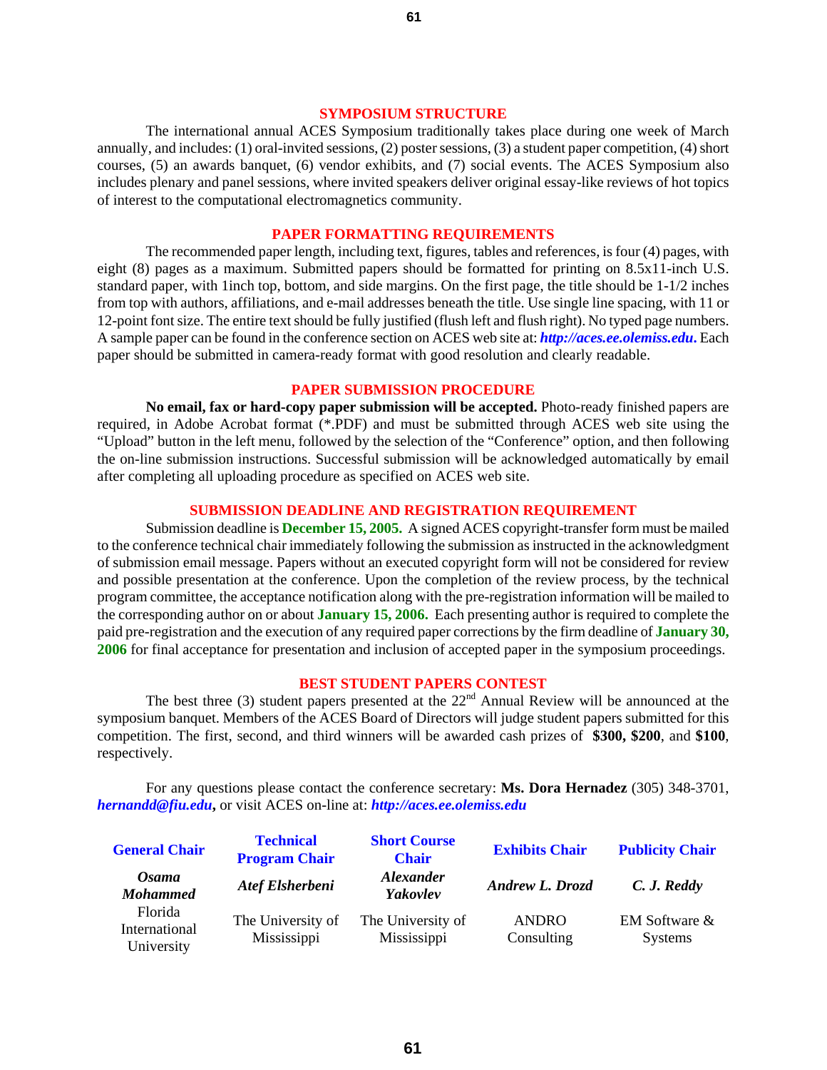## SYMPOSIUM STRUCTURE

The international annual ACES Symposium traditionally takes place during one week of March annually, and includes: (1) oral-invited sessions, (2) poster sessions, (3) a student paper competition, (4) short courses, (5) an awards banquet, (6) vendor exhibits, and (7) social events. The ACES Symposium also includes plenary and panel sessions, where invited speakers deliver original essay-like reviews of hot topics of interest to the computational electromagnetics community.

## PAPER FORMATTING REQUIREMENTS

The recommended paper length, including text, figures, tables and references, is four (4) pages, with eight (8) pages as a maximum. Submitted papers should be formatted for printing on 8.5x11-inch U.S. standard paper, with 1inch top, bottom, and side margins. On the first page, the title should be 1-1/2 inches from top with authors, affiliations, and e-mail addresses beneath the title. Use single line spacing, with 11 or 12-point font size. The entire text should be fully justified (flush left and flush right). No typed page numbers. A sample paper can be found in the conference section on ACES web site at: ***http://aces.ee.olemiss.edu***. Each paper should be submitted in camera-ready format with good resolution and clearly readable.

## PAPER SUBMISSION PROCEDURE

**No email, fax or hard-copy paper submission will be accepted.** Photo-ready finished papers are required, in Adobe Acrobat format (*.PDF) and must be submitted through ACES web site using the "Upload" button in the left menu, followed by the selection of the "Conference" option, and then following the on-line submission instructions. Successful submission will be acknowledged automatically by email after completing all uploading procedure as specified on ACES web site.

## SUBMISSION DEADLINE AND REGISTRATION REQUIREMENT

Submission deadline is **December 15, 2005.** A signed ACES copyright-transfer form must be mailed to the conference technical chair immediately following the submission as instructed in the acknowledgment of submission email message. Papers without an executed copyright form will not be considered for review and possible presentation at the conference. Upon the completion of the review process, by the technical program committee, the acceptance notification along with the pre-registration information will be mailed to the corresponding author on or about **January 15, 2006.** Each presenting author is required to complete the paid pre-registration and the execution of any required paper corrections by the firm deadline of **January 30, 2006** for final acceptance for presentation and inclusion of accepted paper in the symposium proceedings.

## BEST STUDENT PAPERS CONTEST

The best three (3) student papers presented at the 22nd Annual Review will be announced at the symposium banquet. Members of the ACES Board of Directors will judge student papers submitted for this competition. The first, second, and third winners will be awarded cash prizes of **$300, $200**, and **$100**, respectively.

For any questions please contact the conference secretary: **Ms. Dora Hernadez** (305) 348-3701, ***hernandd@fiu.edu***, or visit ACES on-line at: ***http://aces.ee.olemiss.edu***

| General Chair | Technical Program Chair | Short Course Chair | Exhibits Chair | Publicity Chair |
|---|---|---|---|---|
| ***Osama Mohammed*** | ***Atef Elsherbeni*** | ***Alexander Yakovlev*** | ***Andrew L. Drozd*** | ***C. J. Reddy*** |
| Florida International University | The University of Mississippi | The University of Mississippi | ANDRO Consulting | EM Software & Systems |